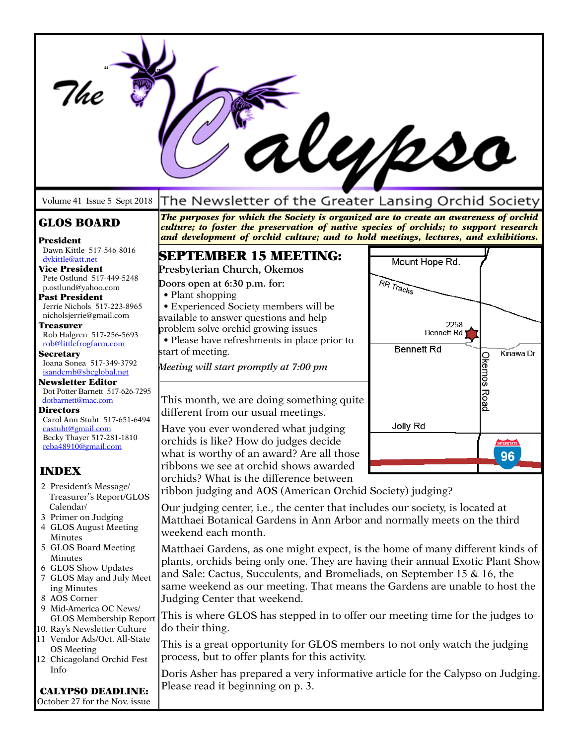# The Calypso

Volume 41 Issue 5 Sept 2018

The Newsletter of the Greater Lansing Orchid Society

***The purposes for which the Society is organized are to create an awareness of orchid culture; to foster the preservation of native species of orchids; to support research and development of orchid culture; and to hold meetings, lectures, and exhibitions.***

## GLOS BOARD

**President**
Dawn Kittle 517-546-8016
dykittle@att.net

**Vice President**
Pete Ostlund 517-449-5248
p.ostlund@yahoo.com

**Past President**
Jerrie Nichols 517-223-8965
nicholsjerrie@gmail.com

**Treasurer**
Rob Halgren 517-256-5693
rob@littlefrogfarm.com

**Secretary**
Ioana Sonea 517-349-3792
isandcmb@sbcglobal.net

**Newsletter Editor**
Dot Potter Barnett 517-626-7295
dotbarnett@mac.com

**Directors**
Carol Ann Stuht 517-651-6494
castuht@gmail.com
Becky Thayer 517-281-1810
reba48910@gmail.com

## INDEX

2 President's Message/ Treasurer"s Report/GLOS Calendar/
3 Primer on Judging
4 GLOS August Meeting Minutes
5 GLOS Board Meeting Minutes
6 GLOS Show Updates
7 GLOS May and July Meeting Minutes
8 AOS Corner
9 Mid-America OC News/ GLOS Membership Report
10. Ray's Newsletter Culture
11 Vendor Ads/Oct. All-State OS Meeting
12 Chicagoland Orchid Fest Info

**CALYPSO DEADLINE:**
October 27 for the Nov. issue

## SEPTEMBER 15 MEETING:

**Presbyterian Church, Okemos**

**Doors open at 6:30 p.m. for:**

- Plant shopping
- Experienced Society members will be available to answer questions and help problem solve orchid growing issues
- Please have refreshments in place prior to start of meeting.

*Meeting will start promptly at 7:00 pm*

Mount Hope Rd. / RR Tracks / 2258 Bennett Rd / Bennett Rd / Kinawa Dr / Okemos Road / Jolly Rd / Interstate 96

This month, we are doing something quite different from our usual meetings.

Have you ever wondered what judging orchids is like? How do judges decide what is worthy of an award? Are all those ribbons we see at orchid shows awarded orchids? What is the difference between ribbon judging and AOS (American Orchid Society) judging?

Our judging center, i.e., the center that includes our society, is located at Matthaei Botanical Gardens in Ann Arbor and normally meets on the third weekend each month.

Matthaei Gardens, as one might expect, is the home of many different kinds of plants, orchids being only one. They are having their annual Exotic Plant Show and Sale: Cactus, Succulents, and Bromeliads, on September 15 & 16, the same weekend as our meeting. That means the Gardens are unable to host the Judging Center that weekend.

This is where GLOS has stepped in to offer our meeting time for the judges to do their thing.

This is a great opportunity for GLOS members to not only watch the judging process, but to offer plants for this activity.

Doris Asher has prepared a very informative article for the Calypso on Judging. Please read it beginning on p. 3.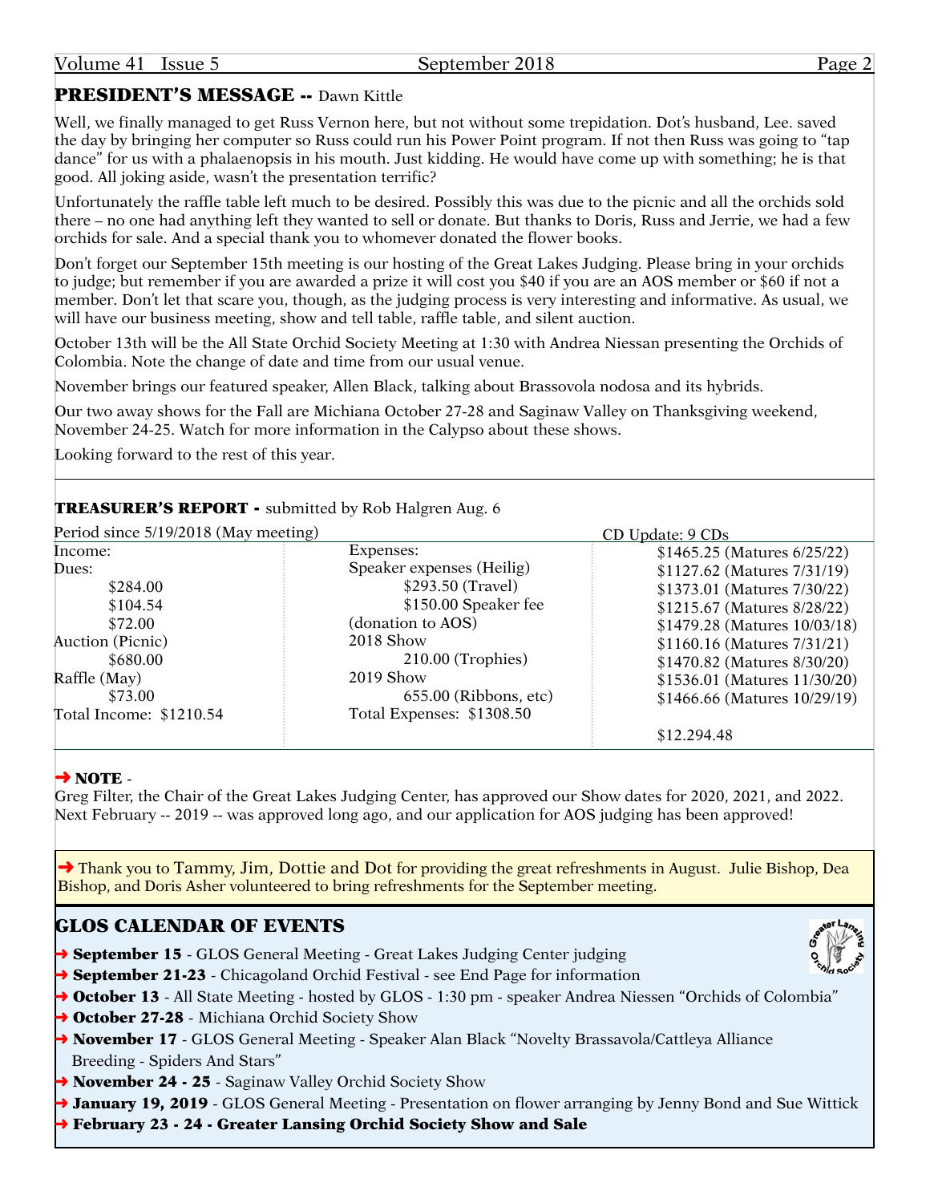## PRESIDENT'S MESSAGE -- Dawn Kittle

Well, we finally managed to get Russ Vernon here, but not without some trepidation. Dot's husband, Lee. saved the day by bringing her computer so Russ could run his Power Point program. If not then Russ was going to "tap dance" for us with a phalaenopsis in his mouth. Just kidding. He would have come up with something; he is that good. All joking aside, wasn't the presentation terrific?

Unfortunately the raffle table left much to be desired. Possibly this was due to the picnic and all the orchids sold there – no one had anything left they wanted to sell or donate. But thanks to Doris, Russ and Jerrie, we had a few orchids for sale. And a special thank you to whomever donated the flower books.

Don't forget our September 15th meeting is our hosting of the Great Lakes Judging. Please bring in your orchids to judge; but remember if you are awarded a prize it will cost you $40 if you are an AOS member or $60 if not a member. Don't let that scare you, though, as the judging process is very interesting and informative. As usual, we will have our business meeting, show and tell table, raffle table, and silent auction.

October 13th will be the All State Orchid Society Meeting at 1:30 with Andrea Niessan presenting the Orchids of Colombia. Note the change of date and time from our usual venue.

November brings our featured speaker, Allen Black, talking about Brassovola nodosa and its hybrids.

Our two away shows for the Fall are Michiana October 27-28 and Saginaw Valley on Thanksgiving weekend, November 24-25. Watch for more information in the Calypso about these shows.

Looking forward to the rest of this year.

## TREASURER'S REPORT - submitted by Rob Halgren Aug. 6

Period since 5/19/2018 (May meeting)

| Income: | Expenses: | CD Update: 9 CDs |
|---|---|---|
| Dues: | Speaker expenses (Heilig) | $1465.25 (Matures 6/25/22) |
| $284.00 | $293.50 (Travel) | $1127.62 (Matures 7/31/19) |
| $104.54 | $150.00 Speaker fee | $1373.01 (Matures 7/30/22) |
| $72.00 | (donation to AOS) | $1215.67 (Matures 8/28/22) |
| Auction (Picnic) | 2018 Show | $1479.28 (Matures 10/03/18) |
| $680.00 | 210.00 (Trophies) | $1160.16 (Matures 7/31/21) |
| Raffle (May) | 2019 Show | $1470.82 (Matures 8/30/20) |
| $73.00 | 655.00 (Ribbons, etc) | $1536.01 (Matures 11/30/20) |
| Total Income: $1210.54 | Total Expenses: $1308.50 | $1466.66 (Matures 10/29/19) |
| | | $12.294.48 |

➜ **NOTE** -
Greg Filter, the Chair of the Great Lakes Judging Center, has approved our Show dates for 2020, 2021, and 2022. Next February -- 2019 -- was approved long ago, and our application for AOS judging has been approved!

➜ Thank you to Tammy, Jim, Dottie and Dot for providing the great refreshments in August. Julie Bishop, Dea Bishop, and Doris Asher volunteered to bring refreshments for the September meeting.

## GLOS CALENDAR OF EVENTS

➜ **September 15** - GLOS General Meeting - Great Lakes Judging Center judging
➜ **September 21-23** - Chicagoland Orchid Festival - see End Page for information
➜ **October 13** - All State Meeting - hosted by GLOS - 1:30 pm - speaker Andrea Niessen "Orchids of Colombia"
➜ **October 27-28** - Michiana Orchid Society Show
➜ **November 17** - GLOS General Meeting - Speaker Alan Black "Novelty Brassavola/Cattleya Alliance Breeding - Spiders And Stars"
➜ **November 24 - 25** - Saginaw Valley Orchid Society Show
➜ **January 19, 2019** - GLOS General Meeting - Presentation on flower arranging by Jenny Bond and Sue Wittick
➜ **February 23 - 24 - Greater Lansing Orchid Society Show and Sale**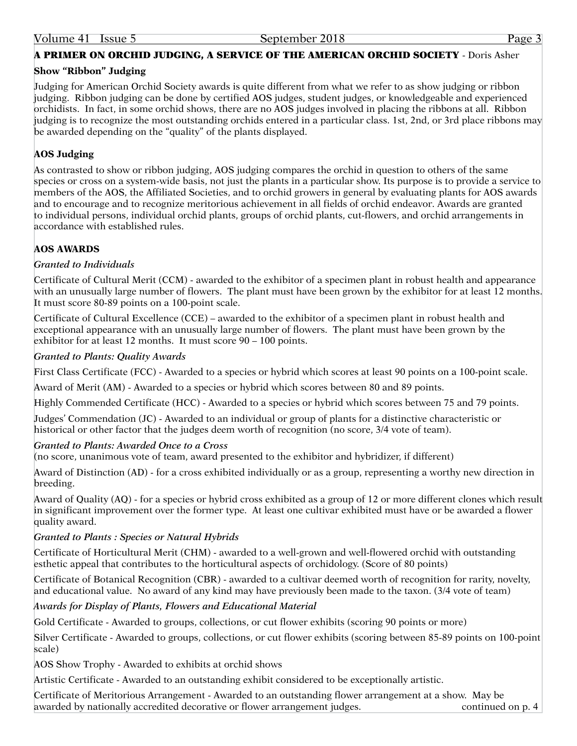## A PRIMER ON ORCHID JUDGING, A SERVICE OF THE AMERICAN ORCHID SOCIETY - Doris Asher

### Show "Ribbon" Judging

Judging for American Orchid Society awards is quite different from what we refer to as show judging or ribbon judging. Ribbon judging can be done by certified AOS judges, student judges, or knowledgeable and experienced orchidists. In fact, in some orchid shows, there are no AOS judges involved in placing the ribbons at all. Ribbon judging is to recognize the most outstanding orchids entered in a particular class. 1st, 2nd, or 3rd place ribbons may be awarded depending on the "quality" of the plants displayed.

### AOS Judging

As contrasted to show or ribbon judging, AOS judging compares the orchid in question to others of the same species or cross on a system-wide basis, not just the plants in a particular show. Its purpose is to provide a service to members of the AOS, the Affiliated Societies, and to orchid growers in general by evaluating plants for AOS awards and to encourage and to recognize meritorious achievement in all fields of orchid endeavor. Awards are granted to individual persons, individual orchid plants, groups of orchid plants, cut-flowers, and orchid arrangements in accordance with established rules.

### AOS AWARDS

*Granted to Individuals*

Certificate of Cultural Merit (CCM) - awarded to the exhibitor of a specimen plant in robust health and appearance with an unusually large number of flowers. The plant must have been grown by the exhibitor for at least 12 months. It must score 80-89 points on a 100-point scale.

Certificate of Cultural Excellence (CCE) – awarded to the exhibitor of a specimen plant in robust health and exceptional appearance with an unusually large number of flowers. The plant must have been grown by the exhibitor for at least 12 months. It must score 90 – 100 points.

*Granted to Plants: Quality Awards*

First Class Certificate (FCC) - Awarded to a species or hybrid which scores at least 90 points on a 100-point scale.

Award of Merit (AM) - Awarded to a species or hybrid which scores between 80 and 89 points.

Highly Commended Certificate (HCC) - Awarded to a species or hybrid which scores between 75 and 79 points.

Judges' Commendation (JC) - Awarded to an individual or group of plants for a distinctive characteristic or historical or other factor that the judges deem worth of recognition (no score, 3/4 vote of team).

*Granted to Plants: Awarded Once to a Cross*
(no score, unanimous vote of team, award presented to the exhibitor and hybridizer, if different)

Award of Distinction (AD) - for a cross exhibited individually or as a group, representing a worthy new direction in breeding.

Award of Quality (AQ) - for a species or hybrid cross exhibited as a group of 12 or more different clones which result in significant improvement over the former type. At least one cultivar exhibited must have or be awarded a flower quality award.

*Granted to Plants : Species or Natural Hybrids*

Certificate of Horticultural Merit (CHM) - awarded to a well-grown and well-flowered orchid with outstanding esthetic appeal that contributes to the horticultural aspects of orchidology. (Score of 80 points)

Certificate of Botanical Recognition (CBR) - awarded to a cultivar deemed worth of recognition for rarity, novelty, and educational value. No award of any kind may have previously been made to the taxon. (3/4 vote of team)

*Awards for Display of Plants, Flowers and Educational Material*

Gold Certificate - Awarded to groups, collections, or cut flower exhibits (scoring 90 points or more)

Silver Certificate - Awarded to groups, collections, or cut flower exhibits (scoring between 85-89 points on 100-point scale)

AOS Show Trophy - Awarded to exhibits at orchid shows

Artistic Certificate - Awarded to an outstanding exhibit considered to be exceptionally artistic.

Certificate of Meritorious Arrangement - Awarded to an outstanding flower arrangement at a show. May be awarded by nationally accredited decorative or flower arrangement judges.

continued on p. 4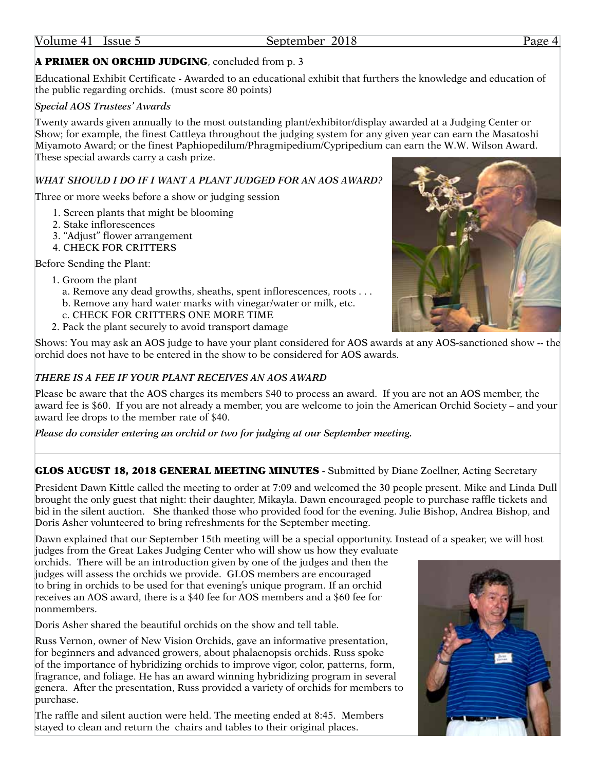**A PRIMER ON ORCHID JUDGING**, concluded from p. 3

Educational Exhibit Certificate - Awarded to an educational exhibit that furthers the knowledge and education of the public regarding orchids. (must score 80 points)

*Special AOS Trustees' Awards*

Twenty awards given annually to the most outstanding plant/exhibitor/display awarded at a Judging Center or Show; for example, the finest Cattleya throughout the judging system for any given year can earn the Masatoshi Miyamoto Award; or the finest Paphiopedilum/Phragmipedium/Cypripedium can earn the W.W. Wilson Award. These special awards carry a cash prize.

*WHAT SHOULD I DO IF I WANT A PLANT JUDGED FOR AN AOS AWARD?*

Three or more weeks before a show or judging session

1. Screen plants that might be blooming
2. Stake inflorescences
3. "Adjust" flower arrangement
4. CHECK FOR CRITTERS

Before Sending the Plant:

1. Groom the plant
   a. Remove any dead growths, sheaths, spent inflorescences, roots . . .
   b. Remove any hard water marks with vinegar/water or milk, etc.
   c. CHECK FOR CRITTERS ONE MORE TIME
2. Pack the plant securely to avoid transport damage

Shows: You may ask an AOS judge to have your plant considered for AOS awards at any AOS-sanctioned show -- the orchid does not have to be entered in the show to be considered for AOS awards.

*THERE IS A FEE IF YOUR PLANT RECEIVES AN AOS AWARD*

Please be aware that the AOS charges its members $40 to process an award. If you are not an AOS member, the award fee is $60. If you are not already a member, you are welcome to join the American Orchid Society – and your award fee drops to the member rate of $40.

***Please do consider entering an orchid or two for judging at our September meeting.***

---

**GLOS AUGUST 18, 2018 GENERAL MEETING MINUTES** - Submitted by Diane Zoellner, Acting Secretary

President Dawn Kittle called the meeting to order at 7:09 and welcomed the 30 people present. Mike and Linda Dull brought the only guest that night: their daughter, Mikayla. Dawn encouraged people to purchase raffle tickets and bid in the silent auction. She thanked those who provided food for the evening. Julie Bishop, Andrea Bishop, and Doris Asher volunteered to bring refreshments for the September meeting.

Dawn explained that our September 15th meeting will be a special opportunity. Instead of a speaker, we will host judges from the Great Lakes Judging Center who will show us how they evaluate orchids. There will be an introduction given by one of the judges and then the judges will assess the orchids we provide. GLOS members are encouraged to bring in orchids to be used for that evening's unique program. If an orchid receives an AOS award, there is a $40 fee for AOS members and a $60 fee for nonmembers.

Doris Asher shared the beautiful orchids on the show and tell table.

Russ Vernon, owner of New Vision Orchids, gave an informative presentation, for beginners and advanced growers, about phalaenopsis orchids. Russ spoke of the importance of hybridizing orchids to improve vigor, color, patterns, form, fragrance, and foliage. He has an award winning hybridizing program in several genera. After the presentation, Russ provided a variety of orchids for members to purchase.

The raffle and silent auction were held. The meeting ended at 8:45. Members stayed to clean and return the chairs and tables to their original places.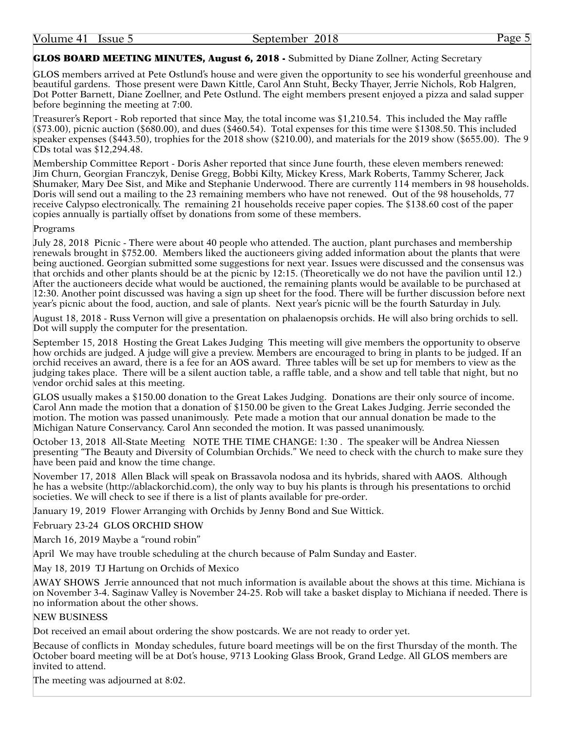**GLOS BOARD MEETING MINUTES, August 6, 2018 -** Submitted by Diane Zollner, Acting Secretary

GLOS members arrived at Pete Ostlund's house and were given the opportunity to see his wonderful greenhouse and beautiful gardens. Those present were Dawn Kittle, Carol Ann Stuht, Becky Thayer, Jerrie Nichols, Rob Halgren, Dot Potter Barnett, Diane Zoellner, and Pete Ostlund. The eight members present enjoyed a pizza and salad supper before beginning the meeting at 7:00.

Treasurer's Report - Rob reported that since May, the total income was $1,210.54. This included the May raffle ($73.00), picnic auction ($680.00), and dues ($460.54). Total expenses for this time were $1308.50. This included speaker expenses ($443.50), trophies for the 2018 show ($210.00), and materials for the 2019 show ($655.00). The 9 CDs total was $12,294.48.

Membership Committee Report - Doris Asher reported that since June fourth, these eleven members renewed: Jim Churn, Georgian Franczyk, Denise Gregg, Bobbi Kilty, Mickey Kress, Mark Roberts, Tammy Scherer, Jack Shumaker, Mary Dee Sist, and Mike and Stephanie Underwood. There are currently 114 members in 98 households. Doris will send out a mailing to the 23 remaining members who have not renewed. Out of the 98 households, 77 receive Calypso electronically. The remaining 21 households receive paper copies. The $138.60 cost of the paper copies annually is partially offset by donations from some of these members.

Programs

July 28, 2018 Picnic - There were about 40 people who attended. The auction, plant purchases and membership renewals brought in $752.00. Members liked the auctioneers giving added information about the plants that were being auctioned. Georgian submitted some suggestions for next year. Issues were discussed and the consensus was that orchids and other plants should be at the picnic by 12:15. (Theoretically we do not have the pavilion until 12.) After the auctioneers decide what would be auctioned, the remaining plants would be available to be purchased at 12:30. Another point discussed was having a sign up sheet for the food. There will be further discussion before next year's picnic about the food, auction, and sale of plants. Next year's picnic will be the fourth Saturday in July.

August 18, 2018 - Russ Vernon will give a presentation on phalaenopsis orchids. He will also bring orchids to sell. Dot will supply the computer for the presentation.

September 15, 2018 Hosting the Great Lakes Judging This meeting will give members the opportunity to observe how orchids are judged. A judge will give a preview. Members are encouraged to bring in plants to be judged. If an orchid receives an award, there is a fee for an AOS award. Three tables will be set up for members to view as the judging takes place. There will be a silent auction table, a raffle table, and a show and tell table that night, but no vendor orchid sales at this meeting.

GLOS usually makes a $150.00 donation to the Great Lakes Judging. Donations are their only source of income. Carol Ann made the motion that a donation of $150.00 be given to the Great Lakes Judging. Jerrie seconded the motion. The motion was passed unanimously. Pete made a motion that our annual donation be made to the Michigan Nature Conservancy. Carol Ann seconded the motion. It was passed unanimously.

October 13, 2018 All-State Meeting NOTE THE TIME CHANGE: 1:30 . The speaker will be Andrea Niessen presenting "The Beauty and Diversity of Columbian Orchids." We need to check with the church to make sure they have been paid and know the time change.

November 17, 2018 Allen Black will speak on Brassavola nodosa and its hybrids, shared with AAOS. Although he has a website (http://ablackorchid.com), the only way to buy his plants is through his presentations to orchid societies. We will check to see if there is a list of plants available for pre-order.

January 19, 2019 Flower Arranging with Orchids by Jenny Bond and Sue Wittick.

February 23-24 GLOS ORCHID SHOW

March 16, 2019 Maybe a "round robin"

April We may have trouble scheduling at the church because of Palm Sunday and Easter.

May 18, 2019 TJ Hartung on Orchids of Mexico

AWAY SHOWS Jerrie announced that not much information is available about the shows at this time. Michiana is on November 3-4. Saginaw Valley is November 24-25. Rob will take a basket display to Michiana if needed. There is no information about the other shows.

NEW BUSINESS

Dot received an email about ordering the show postcards. We are not ready to order yet.

Because of conflicts in Monday schedules, future board meetings will be on the first Thursday of the month. The October board meeting will be at Dot's house, 9713 Looking Glass Brook, Grand Ledge. All GLOS members are invited to attend.

The meeting was adjourned at 8:02.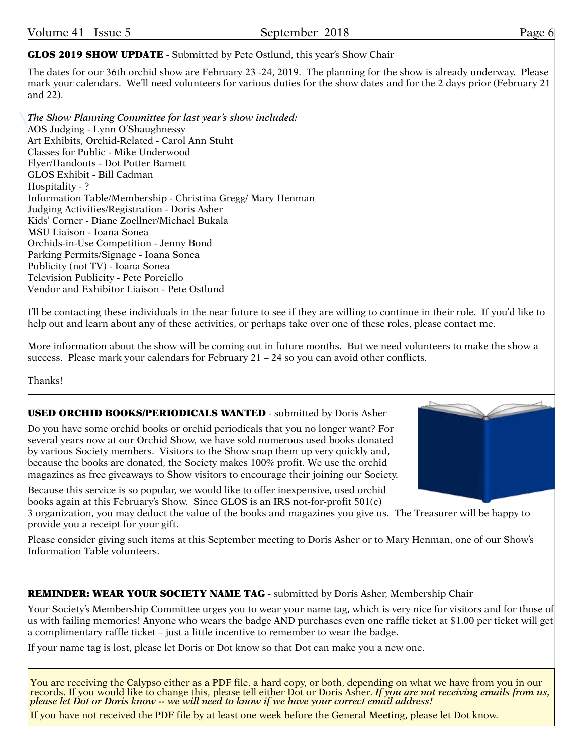**GLOS 2019 SHOW UPDATE** - Submitted by Pete Ostlund, this year's Show Chair

The dates for our 36th orchid show are February 23 -24, 2019. The planning for the show is already underway. Please mark your calendars. We'll need volunteers for various duties for the show dates and for the 2 days prior (February 21 and 22).

*The Show Planning Committee for last year's show included:*
AOS Judging - Lynn O'Shaughnessy
Art Exhibits, Orchid-Related - Carol Ann Stuht
Classes for Public - Mike Underwood
Flyer/Handouts - Dot Potter Barnett
GLOS Exhibit - Bill Cadman
Hospitality - ?
Information Table/Membership - Christina Gregg/ Mary Henman
Judging Activities/Registration - Doris Asher
Kids' Corner - Diane Zoellner/Michael Bukala
MSU Liaison - Ioana Sonea
Orchids-in-Use Competition - Jenny Bond
Parking Permits/Signage - Ioana Sonea
Publicity (not TV) - Ioana Sonea
Television Publicity - Pete Porciello
Vendor and Exhibitor Liaison - Pete Ostlund

I'll be contacting these individuals in the near future to see if they are willing to continue in their role. If you'd like to help out and learn about any of these activities, or perhaps take over one of these roles, please contact me.

More information about the show will be coming out in future months. But we need volunteers to make the show a success. Please mark your calendars for February 21 – 24 so you can avoid other conflicts.

Thanks!

---

**USED ORCHID BOOKS/PERIODICALS WANTED** - submitted by Doris Asher

Do you have some orchid books or orchid periodicals that you no longer want? For several years now at our Orchid Show, we have sold numerous used books donated by various Society members. Visitors to the Show snap them up very quickly and, because the books are donated, the Society makes 100% profit. We use the orchid magazines as free giveaways to Show visitors to encourage their joining our Society.

Because this service is so popular, we would like to offer inexpensive, used orchid books again at this February's Show. Since GLOS is an IRS not-for-profit 501(c) 3 organization, you may deduct the value of the books and magazines you give us. The Treasurer will be happy to provide you a receipt for your gift.

Please consider giving such items at this September meeting to Doris Asher or to Mary Henman, one of our Show's Information Table volunteers.

---

**REMINDER: WEAR YOUR SOCIETY NAME TAG** - submitted by Doris Asher, Membership Chair

Your Society's Membership Committee urges you to wear your name tag, which is very nice for visitors and for those of us with failing memories! Anyone who wears the badge AND purchases even one raffle ticket at $1.00 per ticket will get a complimentary raffle ticket – just a little incentive to remember to wear the badge.

If your name tag is lost, please let Doris or Dot know so that Dot can make you a new one.

---

You are receiving the Calypso either as a PDF file, a hard copy, or both, depending on what we have from you in our records. If you would like to change this, please tell either Dot or Doris Asher. ***If you are not receiving emails from us, please let Dot or Doris know -- we will need to know if we have your correct email address!***

If you have not received the PDF file by at least one week before the General Meeting, please let Dot know.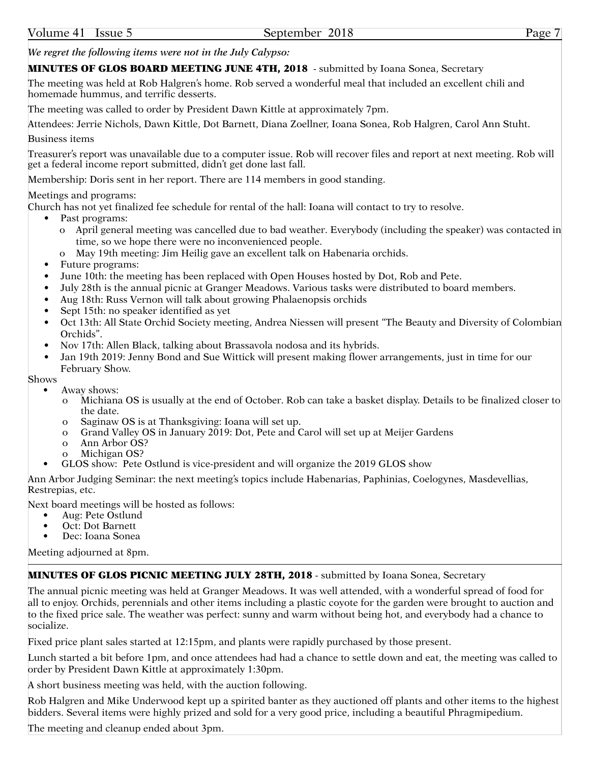*We regret the following items were not in the July Calypso:*

## MINUTES OF GLOS BOARD MEETING JUNE 4TH, 2018 - submitted by Ioana Sonea, Secretary

The meeting was held at Rob Halgren's home. Rob served a wonderful meal that included an excellent chili and homemade hummus, and terrific desserts.

The meeting was called to order by President Dawn Kittle at approximately 7pm.

Attendees: Jerrie Nichols, Dawn Kittle, Dot Barnett, Diana Zoellner, Ioana Sonea, Rob Halgren, Carol Ann Stuht.

Business items

Treasurer's report was unavailable due to a computer issue. Rob will recover files and report at next meeting. Rob will get a federal income report submitted, didn't get done last fall.

Membership: Doris sent in her report. There are 114 members in good standing.

Meetings and programs:
Church has not yet finalized fee schedule for rental of the hall: Ioana will contact to try to resolve.

- Past programs:
  - April general meeting was cancelled due to bad weather. Everybody (including the speaker) was contacted in time, so we hope there were no inconvenienced people.
  - May 19th meeting: Jim Heilig gave an excellent talk on Habenaria orchids.
- Future programs:
- June 10th: the meeting has been replaced with Open Houses hosted by Dot, Rob and Pete.
- July 28th is the annual picnic at Granger Meadows. Various tasks were distributed to board members.
- Aug 18th: Russ Vernon will talk about growing Phalaenopsis orchids
- Sept 15th: no speaker identified as yet
- Oct 13th: All State Orchid Society meeting, Andrea Niessen will present "The Beauty and Diversity of Colombian Orchids".
- Nov 17th: Allen Black, talking about Brassavola nodosa and its hybrids.
- Jan 19th 2019: Jenny Bond and Sue Wittick will present making flower arrangements, just in time for our February Show.

Shows

- Away shows:
  - Michiana OS is usually at the end of October. Rob can take a basket display. Details to be finalized closer to the date.
  - Saginaw OS is at Thanksgiving: Ioana will set up.
  - Grand Valley OS in January 2019: Dot, Pete and Carol will set up at Meijer Gardens
  - Ann Arbor OS?
  - Michigan OS?
- GLOS show: Pete Ostlund is vice-president and will organize the 2019 GLOS show

Ann Arbor Judging Seminar: the next meeting's topics include Habenarias, Paphinias, Coelogynes, Masdevellias, Restrepias, etc.

Next board meetings will be hosted as follows:

- Aug: Pete Ostlund
- Oct: Dot Barnett
- Dec: Ioana Sonea

Meeting adjourned at 8pm.

## MINUTES OF GLOS PICNIC MEETING JULY 28TH, 2018 - submitted by Ioana Sonea, Secretary

The annual picnic meeting was held at Granger Meadows. It was well attended, with a wonderful spread of food for all to enjoy. Orchids, perennials and other items including a plastic coyote for the garden were brought to auction and to the fixed price sale. The weather was perfect: sunny and warm without being hot, and everybody had a chance to socialize.

Fixed price plant sales started at 12:15pm, and plants were rapidly purchased by those present.

Lunch started a bit before 1pm, and once attendees had had a chance to settle down and eat, the meeting was called to order by President Dawn Kittle at approximately 1:30pm.

A short business meeting was held, with the auction following.

Rob Halgren and Mike Underwood kept up a spirited banter as they auctioned off plants and other items to the highest bidders. Several items were highly prized and sold for a very good price, including a beautiful Phragmipedium.

The meeting and cleanup ended about 3pm.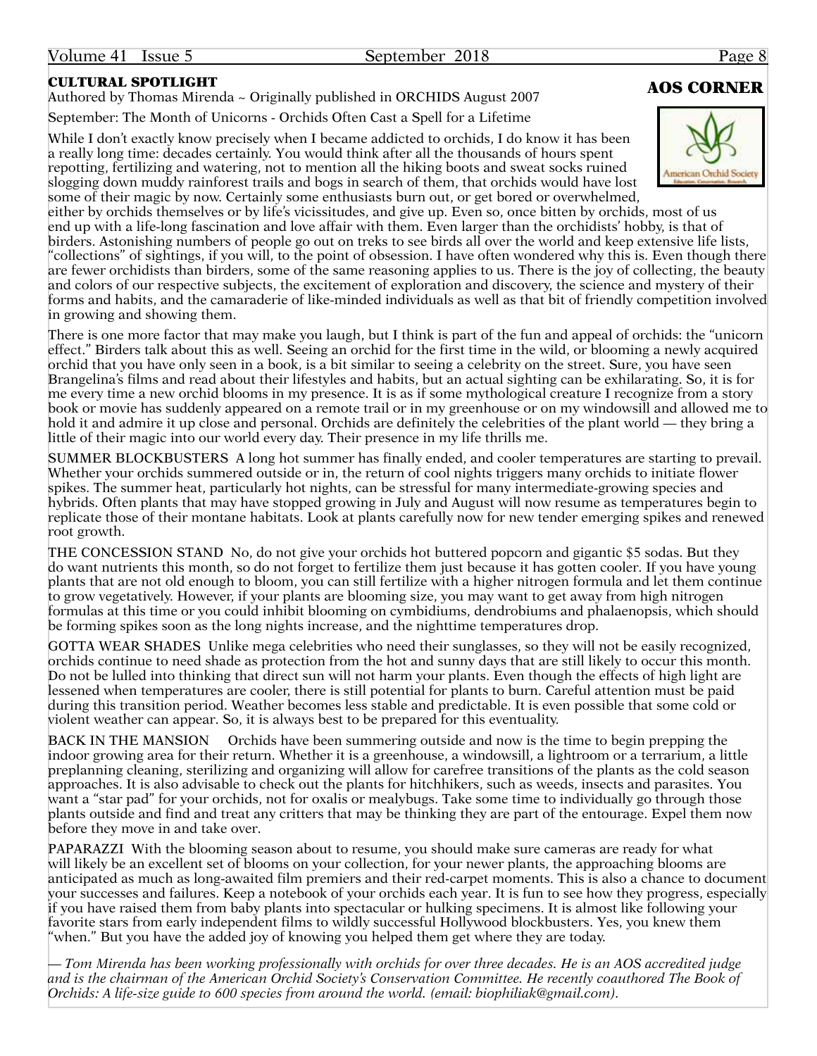## CULTURAL SPOTLIGHT

## AOS CORNER

Authored by Thomas Mirenda ~ Originally published in ORCHIDS August 2007

September: The Month of Unicorns - Orchids Often Cast a Spell for a Lifetime

While I don't exactly know precisely when I became addicted to orchids, I do know it has been a really long time: decades certainly. You would think after all the thousands of hours spent repotting, fertilizing and watering, not to mention all the hiking boots and sweat socks ruined slogging down muddy rainforest trails and bogs in search of them, that orchids would have lost some of their magic by now. Certainly some enthusiasts burn out, or get bored or overwhelmed, either by orchids themselves or by life's vicissitudes, and give up. Even so, once bitten by orchids, most of us end up with a life-long fascination and love affair with them. Even larger than the orchidists' hobby, is that of birders. Astonishing numbers of people go out on treks to see birds all over the world and keep extensive life lists, "collections" of sightings, if you will, to the point of obsession. I have often wondered why this is. Even though there are fewer orchidists than birders, some of the same reasoning applies to us. There is the joy of collecting, the beauty and colors of our respective subjects, the excitement of exploration and discovery, the science and mystery of their forms and habits, and the camaraderie of like-minded individuals as well as that bit of friendly competition involved in growing and showing them.

There is one more factor that may make you laugh, but I think is part of the fun and appeal of orchids: the "unicorn effect." Birders talk about this as well. Seeing an orchid for the first time in the wild, or blooming a newly acquired orchid that you have only seen in a book, is a bit similar to seeing a celebrity on the street. Sure, you have seen Brangelina's films and read about their lifestyles and habits, but an actual sighting can be exhilarating. So, it is for me every time a new orchid blooms in my presence. It is as if some mythological creature I recognize from a story book or movie has suddenly appeared on a remote trail or in my greenhouse or on my windowsill and allowed me to hold it and admire it up close and personal. Orchids are definitely the celebrities of the plant world — they bring a little of their magic into our world every day. Their presence in my life thrills me.

SUMMER BLOCKBUSTERS A long hot summer has finally ended, and cooler temperatures are starting to prevail. Whether your orchids summered outside or in, the return of cool nights triggers many orchids to initiate flower spikes. The summer heat, particularly hot nights, can be stressful for many intermediate-growing species and hybrids. Often plants that may have stopped growing in July and August will now resume as temperatures begin to replicate those of their montane habitats. Look at plants carefully now for new tender emerging spikes and renewed root growth.

THE CONCESSION STAND No, do not give your orchids hot buttered popcorn and gigantic $5 sodas. But they do want nutrients this month, so do not forget to fertilize them just because it has gotten cooler. If you have young plants that are not old enough to bloom, you can still fertilize with a higher nitrogen formula and let them continue to grow vegetatively. However, if your plants are blooming size, you may want to get away from high nitrogen formulas at this time or you could inhibit blooming on cymbidiums, dendrobiums and phalaenopsis, which should be forming spikes soon as the long nights increase, and the nighttime temperatures drop.

GOTTA WEAR SHADES Unlike mega celebrities who need their sunglasses, so they will not be easily recognized, orchids continue to need shade as protection from the hot and sunny days that are still likely to occur this month. Do not be lulled into thinking that direct sun will not harm your plants. Even though the effects of high light are lessened when temperatures are cooler, there is still potential for plants to burn. Careful attention must be paid during this transition period. Weather becomes less stable and predictable. It is even possible that some cold or violent weather can appear. So, it is always best to be prepared for this eventuality.

BACK IN THE MANSION Orchids have been summering outside and now is the time to begin prepping the indoor growing area for their return. Whether it is a greenhouse, a windowsill, a lightroom or a terrarium, a little preplanning cleaning, sterilizing and organizing will allow for carefree transitions of the plants as the cold season approaches. It is also advisable to check out the plants for hitchhikers, such as weeds, insects and parasites. You want a "star pad" for your orchids, not for oxalis or mealybugs. Take some time to individually go through those plants outside and find and treat any critters that may be thinking they are part of the entourage. Expel them now before they move in and take over.

PAPARAZZI With the blooming season about to resume, you should make sure cameras are ready for what will likely be an excellent set of blooms on your collection, for your newer plants, the approaching blooms are anticipated as much as long-awaited film premiers and their red-carpet moments. This is also a chance to document your successes and failures. Keep a notebook of your orchids each year. It is fun to see how they progress, especially if you have raised them from baby plants into spectacular or hulking specimens. It is almost like following your favorite stars from early independent films to wildly successful Hollywood blockbusters. Yes, you knew them "when." But you have the added joy of knowing you helped them get where they are today.

*— Tom Mirenda has been working professionally with orchids for over three decades. He is an AOS accredited judge and is the chairman of the American Orchid Society's Conservation Committee. He recently coauthored The Book of Orchids: A life-size guide to 600 species from around the world. (email: biophiliak@gmail.com).*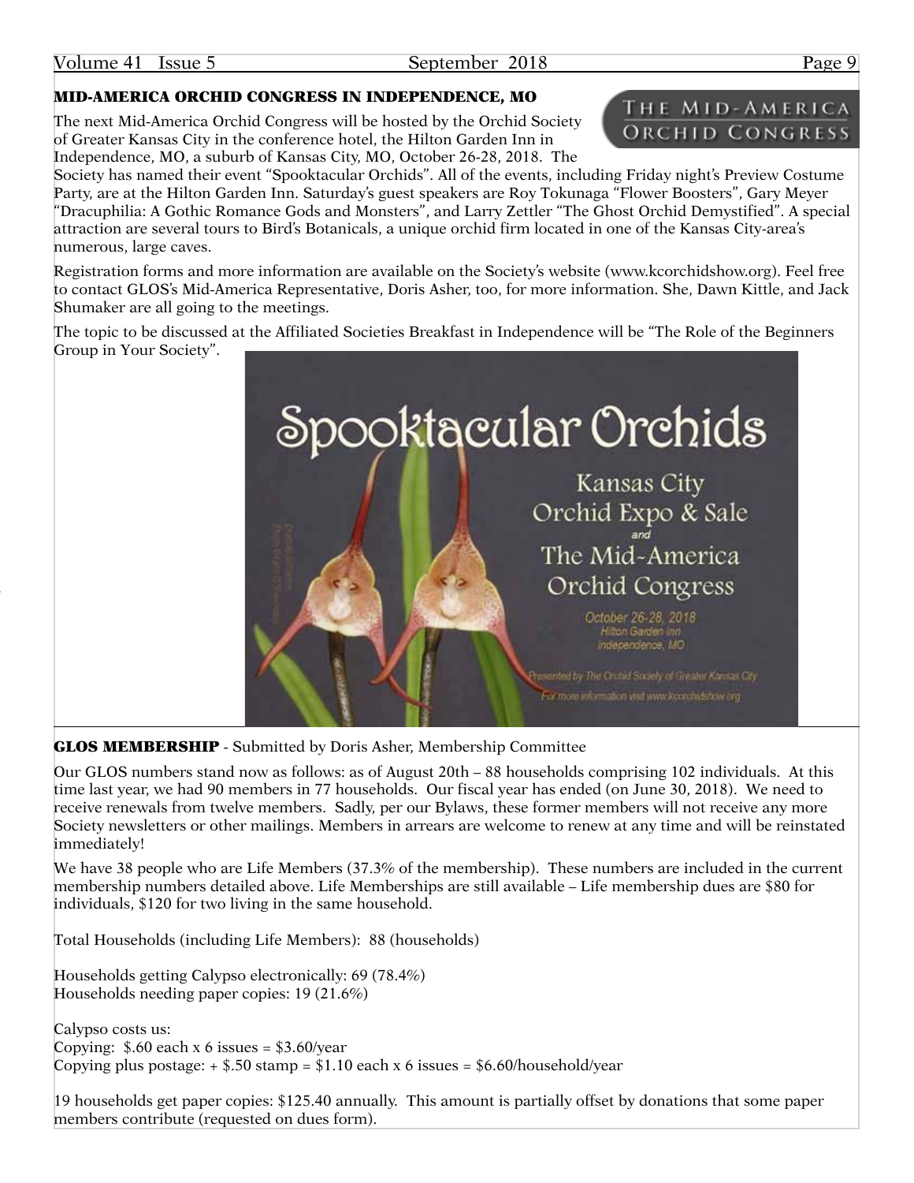## MID-AMERICA ORCHID CONGRESS IN INDEPENDENCE, MO

The next Mid-America Orchid Congress will be hosted by the Orchid Society of Greater Kansas City in the conference hotel, the Hilton Garden Inn in Independence, MO, a suburb of Kansas City, MO, October 26-28, 2018. The Society has named their event "Spooktacular Orchids". All of the events, including Friday night's Preview Costume Party, are at the Hilton Garden Inn. Saturday's guest speakers are Roy Tokunaga "Flower Boosters", Gary Meyer "Dracuphilia: A Gothic Romance Gods and Monsters", and Larry Zettler "The Ghost Orchid Demystified". A special attraction are several tours to Bird's Botanicals, a unique orchid firm located in one of the Kansas City-area's numerous, large caves.

Registration forms and more information are available on the Society's website (www.kcorchidshow.org). Feel free to contact GLOS's Mid-America Representative, Doris Asher, too, for more information. She, Dawn Kittle, and Jack Shumaker are all going to the meetings.

The topic to be discussed at the Affiliated Societies Breakfast in Independence will be "The Role of the Beginners Group in Your Society".

## GLOS MEMBERSHIP - Submitted by Doris Asher, Membership Committee

Our GLOS numbers stand now as follows: as of August 20th – 88 households comprising 102 individuals. At this time last year, we had 90 members in 77 households. Our fiscal year has ended (on June 30, 2018). We need to receive renewals from twelve members. Sadly, per our Bylaws, these former members will not receive any more Society newsletters or other mailings. Members in arrears are welcome to renew at any time and will be reinstated immediately!

We have 38 people who are Life Members (37.3% of the membership). These numbers are included in the current membership numbers detailed above. Life Memberships are still available – Life membership dues are $80 for individuals, $120 for two living in the same household.

Total Households (including Life Members): 88 (households)

Households getting Calypso electronically: 69 (78.4%)
Households needing paper copies: 19 (21.6%)

Calypso costs us:
Copying: $.60 each x 6 issues = $3.60/year
Copying plus postage: + $.50 stamp = $1.10 each x 6 issues = $6.60/household/year

19 households get paper copies: $125.40 annually. This amount is partially offset by donations that some paper members contribute (requested on dues form).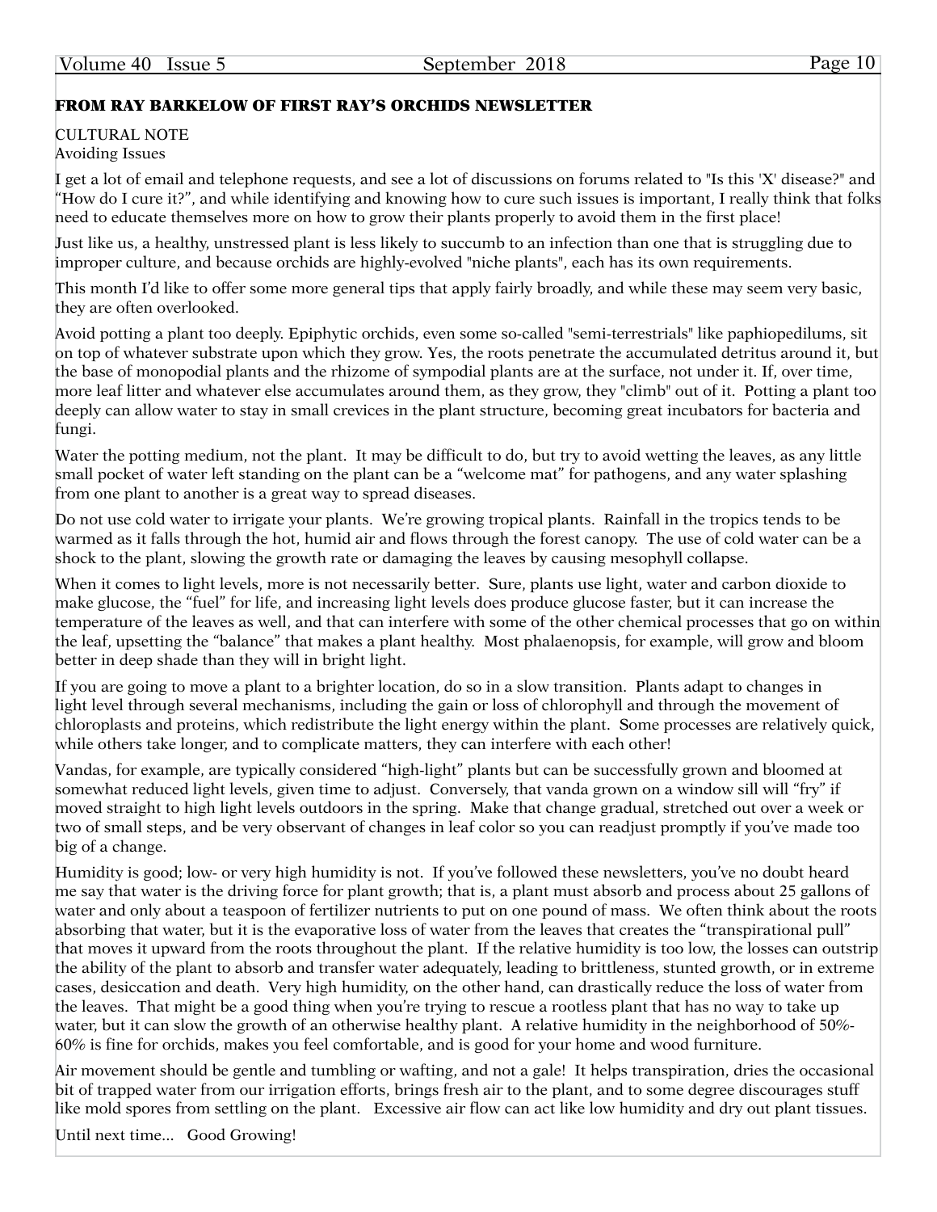**FROM RAY BARKELOW OF FIRST RAY'S ORCHIDS NEWSLETTER**

CULTURAL NOTE
Avoiding Issues

I get a lot of email and telephone requests, and see a lot of discussions on forums related to "Is this 'X' disease?" and "How do I cure it?", and while identifying and knowing how to cure such issues is important, I really think that folks need to educate themselves more on how to grow their plants properly to avoid them in the first place!

Just like us, a healthy, unstressed plant is less likely to succumb to an infection than one that is struggling due to improper culture, and because orchids are highly-evolved "niche plants", each has its own requirements.

This month I'd like to offer some more general tips that apply fairly broadly, and while these may seem very basic, they are often overlooked.

Avoid potting a plant too deeply. Epiphytic orchids, even some so-called "semi-terrestrials" like paphiopedilums, sit on top of whatever substrate upon which they grow. Yes, the roots penetrate the accumulated detritus around it, but the base of monopodial plants and the rhizome of sympodial plants are at the surface, not under it. If, over time, more leaf litter and whatever else accumulates around them, as they grow, they "climb" out of it. Potting a plant too deeply can allow water to stay in small crevices in the plant structure, becoming great incubators for bacteria and fungi.

Water the potting medium, not the plant. It may be difficult to do, but try to avoid wetting the leaves, as any little small pocket of water left standing on the plant can be a "welcome mat" for pathogens, and any water splashing from one plant to another is a great way to spread diseases.

Do not use cold water to irrigate your plants. We're growing tropical plants. Rainfall in the tropics tends to be warmed as it falls through the hot, humid air and flows through the forest canopy. The use of cold water can be a shock to the plant, slowing the growth rate or damaging the leaves by causing mesophyll collapse.

When it comes to light levels, more is not necessarily better. Sure, plants use light, water and carbon dioxide to make glucose, the "fuel" for life, and increasing light levels does produce glucose faster, but it can increase the temperature of the leaves as well, and that can interfere with some of the other chemical processes that go on within the leaf, upsetting the "balance" that makes a plant healthy. Most phalaenopsis, for example, will grow and bloom better in deep shade than they will in bright light.

If you are going to move a plant to a brighter location, do so in a slow transition. Plants adapt to changes in light level through several mechanisms, including the gain or loss of chlorophyll and through the movement of chloroplasts and proteins, which redistribute the light energy within the plant. Some processes are relatively quick, while others take longer, and to complicate matters, they can interfere with each other!

Vandas, for example, are typically considered "high-light" plants but can be successfully grown and bloomed at somewhat reduced light levels, given time to adjust. Conversely, that vanda grown on a window sill will "fry" if moved straight to high light levels outdoors in the spring. Make that change gradual, stretched out over a week or two of small steps, and be very observant of changes in leaf color so you can readjust promptly if you've made too big of a change.

Humidity is good; low- or very high humidity is not. If you've followed these newsletters, you've no doubt heard me say that water is the driving force for plant growth; that is, a plant must absorb and process about 25 gallons of water and only about a teaspoon of fertilizer nutrients to put on one pound of mass. We often think about the roots absorbing that water, but it is the evaporative loss of water from the leaves that creates the "transpirational pull" that moves it upward from the roots throughout the plant. If the relative humidity is too low, the losses can outstrip the ability of the plant to absorb and transfer water adequately, leading to brittleness, stunted growth, or in extreme cases, desiccation and death. Very high humidity, on the other hand, can drastically reduce the loss of water from the leaves. That might be a good thing when you're trying to rescue a rootless plant that has no way to take up water, but it can slow the growth of an otherwise healthy plant. A relative humidity in the neighborhood of 50%-60% is fine for orchids, makes you feel comfortable, and is good for your home and wood furniture.

Air movement should be gentle and tumbling or wafting, and not a gale! It helps transpiration, dries the occasional bit of trapped water from our irrigation efforts, brings fresh air to the plant, and to some degree discourages stuff like mold spores from settling on the plant. Excessive air flow can act like low humidity and dry out plant tissues.

Until next time... Good Growing!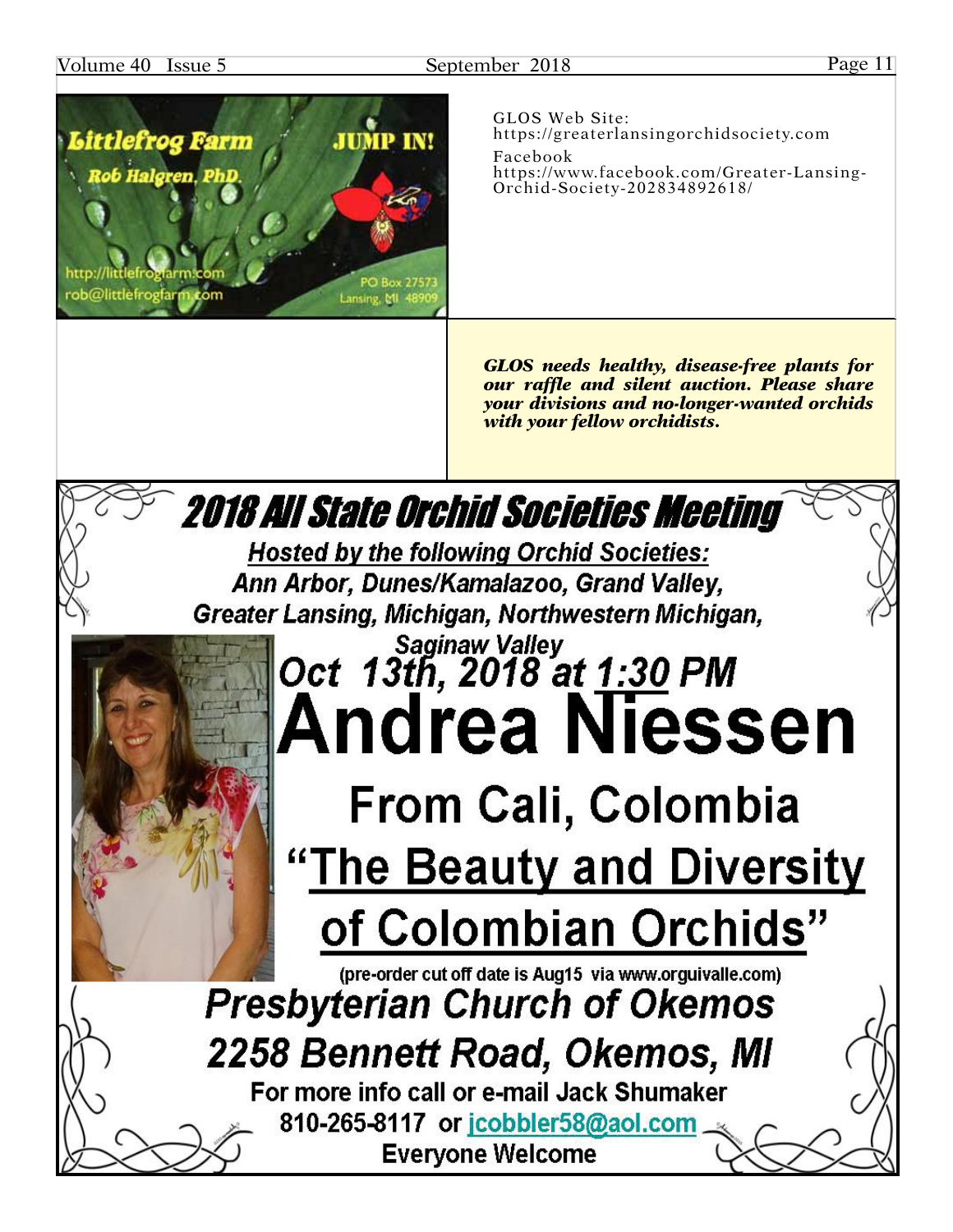Littlefrog Farm

Rob Halgren, PhD.

JUMP IN!

http://littlefrogfarm.com
rob@littlefrogfarm.com

PO Box 27573
Lansing, MI 48909

GLOS Web Site:
https://greaterlansingorchidsociety.com

Facebook
https://www.facebook.com/Greater-Lansing-Orchid-Society-202834892618/

***GLOS needs healthy, disease-free plants for our raffle and silent auction. Please share your divisions and no-longer-wanted orchids with your fellow orchidists.***

# 2018 All State Orchid Societies Meeting

**Hosted by the following Orchid Societies:**

***Ann Arbor, Dunes/Kamalazoo, Grand Valley, Greater Lansing, Michigan, Northwestern Michigan, Saginaw Valley***

## Oct 13th, 2018 at 1:30 PM

# Andrea Niessen

## From Cali, Colombia

## "The Beauty and Diversity of Colombian Orchids"

(pre-order cut off date is Aug15 via www.orguivalle.com)

***Presbyterian Church of Okemos***

***2258 Bennett Road, Okemos, MI***

**For more info call or e-mail Jack Shumaker**

**810-265-8117 or jcobbler58@aol.com**

**Everyone Welcome**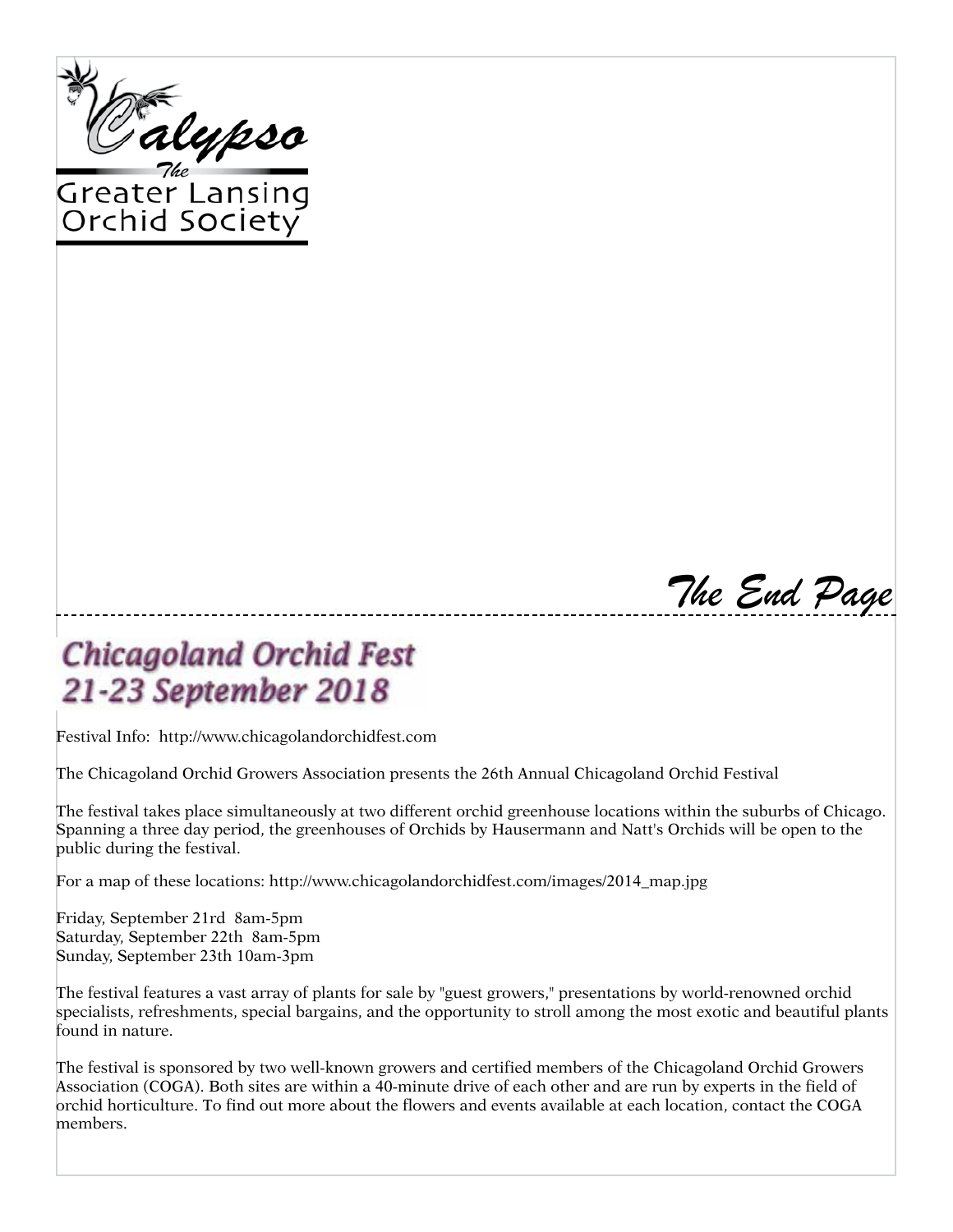Calypso

The Greater Lansing Orchid Society

*The End Page*

## Chicagoland Orchid Fest 21-23 September 2018

Festival Info: http://www.chicagolandorchidfest.com

The Chicagoland Orchid Growers Association presents the 26th Annual Chicagoland Orchid Festival

The festival takes place simultaneously at two different orchid greenhouse locations within the suburbs of Chicago. Spanning a three day period, the greenhouses of Orchids by Hausermann and Natt's Orchids will be open to the public during the festival.

For a map of these locations: http://www.chicagolandorchidfest.com/images/2014_map.jpg

Friday, September 21rd 8am-5pm
Saturday, September 22th 8am-5pm
Sunday, September 23th 10am-3pm

The festival features a vast array of plants for sale by "guest growers," presentations by world-renowned orchid specialists, refreshments, special bargains, and the opportunity to stroll among the most exotic and beautiful plants found in nature.

The festival is sponsored by two well-known growers and certified members of the Chicagoland Orchid Growers Association (COGA). Both sites are within a 40-minute drive of each other and are run by experts in the field of orchid horticulture. To find out more about the flowers and events available at each location, contact the COGA members.